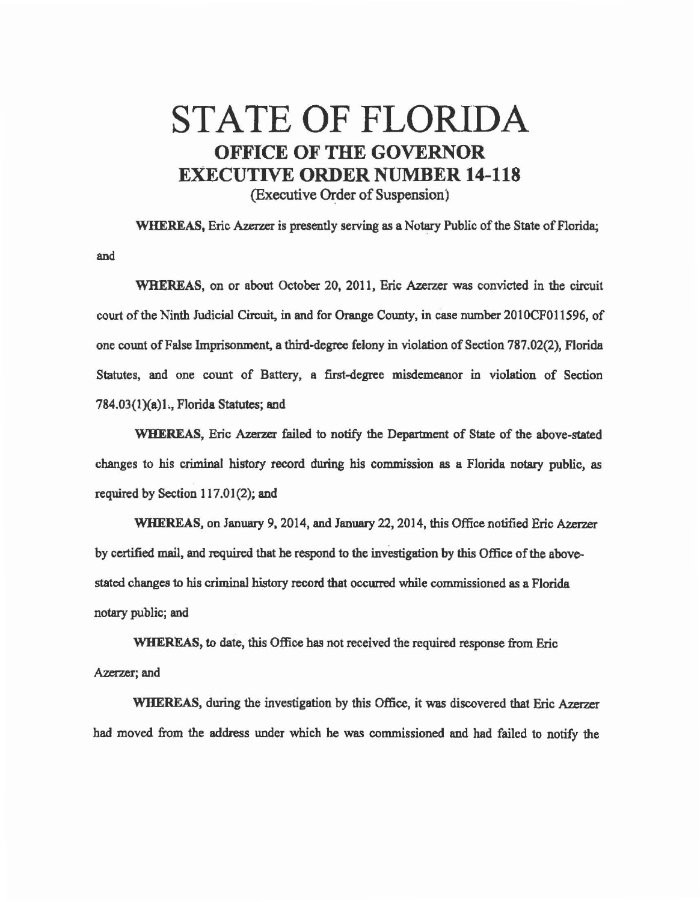# STATE OF FLORIDA
## OFFICE OF THE GOVERNOR
## EXECUTIVE ORDER NUMBER 14-118
(Executive Order of Suspension)

**WHEREAS,** Eric Azerzer is presently serving as a Notary Public of the State of Florida; and

**WHEREAS,** on or about October 20, 2011, Eric Azerzer was convicted in the circuit court of the Ninth Judicial Circuit, in and for Orange County, in case number 2010CF011596, of one count of False Imprisonment, a third-degree felony in violation of Section 787.02(2), Florida Statutes, and one count of Battery, a first-degree misdemeanor in violation of Section 784.03(1)(a)1., Florida Statutes; and

**WHEREAS,** Eric Azerzer failed to notify the Department of State of the above-stated changes to his criminal history record during his commission as a Florida notary public, as required by Section 117.01(2); and

**WHEREAS,** on January 9, 2014, and January 22, 2014, this Office notified Eric Azerzer by certified mail, and required that he respond to the investigation by this Office of the above-stated changes to his criminal history record that occurred while commissioned as a Florida notary public; and

**WHEREAS,** to date, this Office has not received the required response from Eric Azerzer; and

**WHEREAS,** during the investigation by this Office, it was discovered that Eric Azerzer had moved from the address under which he was commissioned and had failed to notify the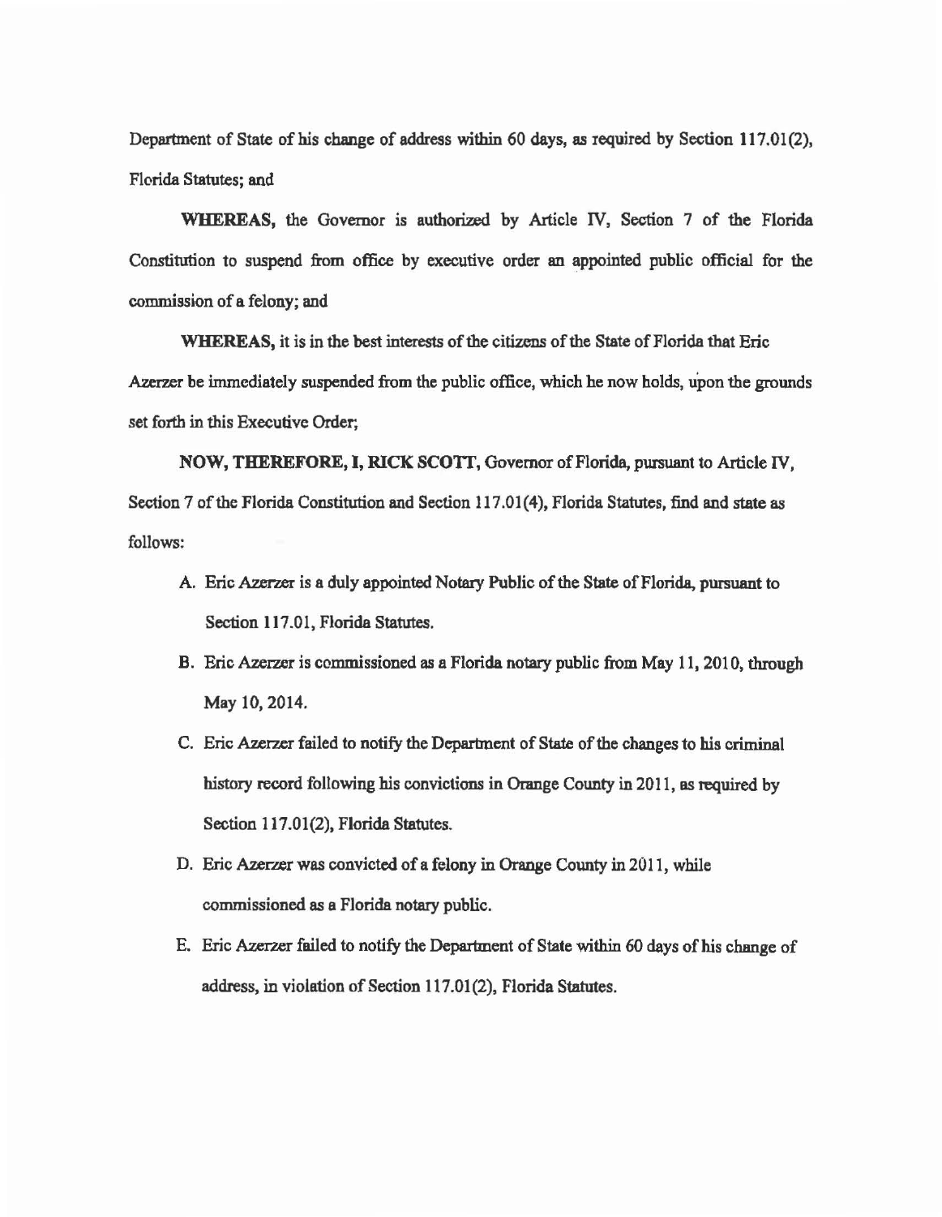Department of State of his change of address within 60 days, as required by Section 117.01(2), Florida Statutes; and

**WHEREAS,** the Governor is authorized by Article IV, Section 7 of the Florida Constitution to suspend from office by executive order an appointed public official for the commission of a felony; and

**WHEREAS,** it is in the best interests of the citizens of the State of Florida that Eric Azerzer be immediately suspended from the public office, which he now holds, upon the grounds set forth in this Executive Order;

**NOW, THEREFORE, I, RICK SCOTT,** Governor of Florida, pursuant to Article IV, Section 7 of the Florida Constitution and Section 117.01(4), Florida Statutes, find and state as follows:

A. Eric Azerzer is a duly appointed Notary Public of the State of Florida, pursuant to Section 117.01, Florida Statutes.

B. Eric Azerzer is commissioned as a Florida notary public from May 11, 2010, through May 10, 2014.

C. Eric Azerzer failed to notify the Department of State of the changes to his criminal history record following his convictions in Orange County in 2011, as required by Section 117.01(2), Florida Statutes.

D. Eric Azerzer was convicted of a felony in Orange County in 2011, while commissioned as a Florida notary public.

E. Eric Azerzer failed to notify the Department of State within 60 days of his change of address, in violation of Section 117.01(2), Florida Statutes.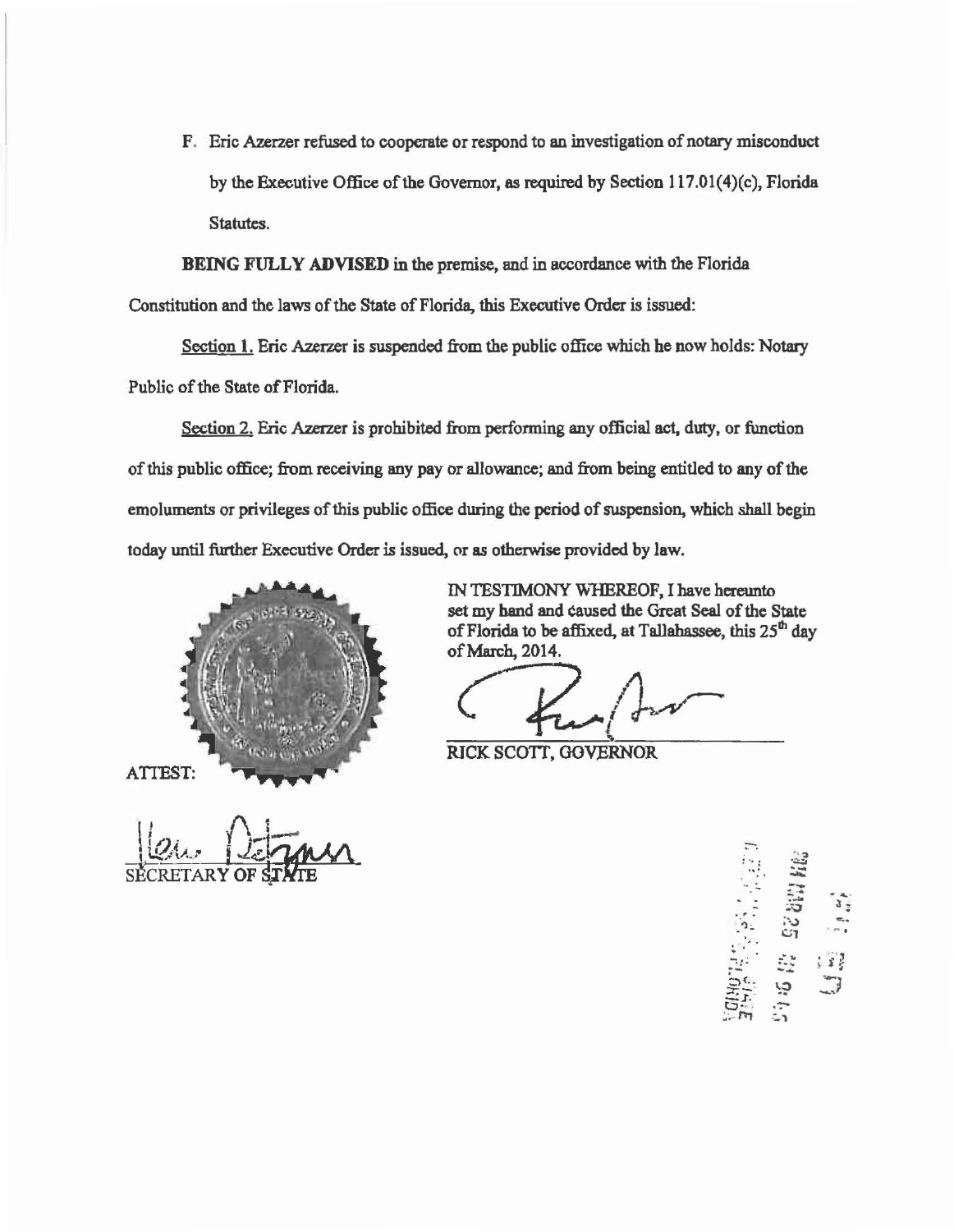F. Eric Azerzer refused to cooperate or respond to an investigation of notary misconduct by the Executive Office of the Governor, as required by Section 117.01(4)(c), Florida Statutes.

**BEING FULLY ADVISED** in the premise, and in accordance with the Florida Constitution and the laws of the State of Florida, this Executive Order is issued:

Section 1. Eric Azerzer is suspended from the public office which he now holds: Notary Public of the State of Florida.

Section 2. Eric Azerzer is prohibited from performing any official act, duty, or function of this public office; from receiving any pay or allowance; and from being entitled to any of the emoluments or privileges of this public office during the period of suspension, which shall begin today until further Executive Order is issued, or as otherwise provided by law.

IN TESTIMONY WHEREOF, I have hereunto set my hand and caused the Great Seal of the State of Florida to be affixed, at Tallahassee, this 25th day of March, 2014.

RICK SCOTT, GOVERNOR

ATTEST:

SECRETARY OF STATE